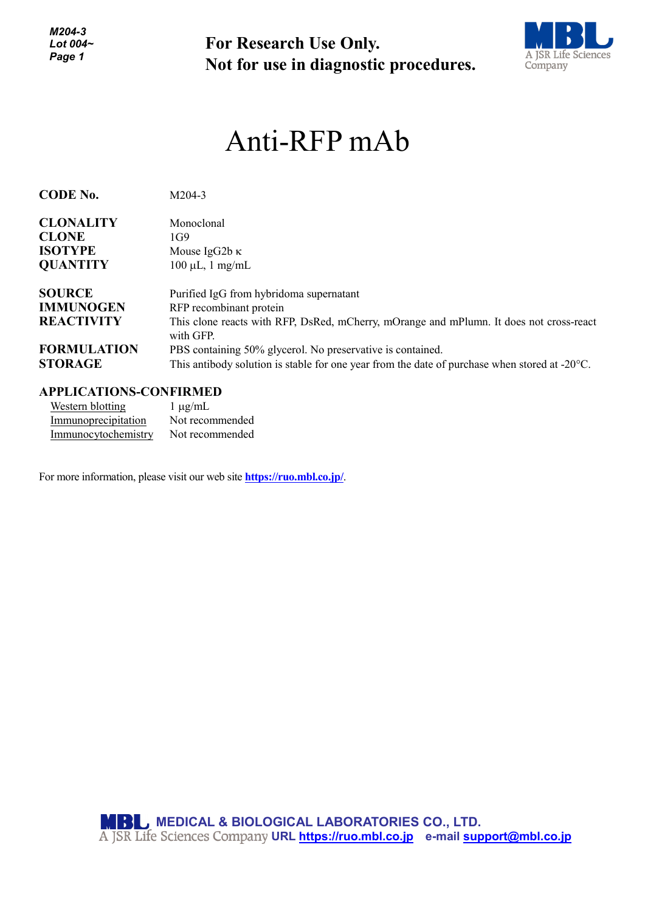For Research Use Only.
Not for use in diagnostic procedures.

# Anti-RFP mAb

| | |
|---|---|
| **CODE No.** | M204-3 |
| **CLONALITY** | Monoclonal |
| **CLONE** | 1G9 |
| **ISOTYPE** | Mouse IgG2b κ |
| **QUANTITY** | 100 µL, 1 mg/mL |
| **SOURCE** | Purified IgG from hybridoma supernatant |
| **IMMUNOGEN** | RFP recombinant protein |
| **REACTIVITY** | This clone reacts with RFP, DsRed, mCherry, mOrange and mPlumn. It does not cross-react with GFP. |
| **FORMULATION** | PBS containing 50% glycerol. No preservative is contained. |
| **STORAGE** | This antibody solution is stable for one year from the date of purchase when stored at -20°C. |

## APPLICATIONS-CONFIRMED

| | |
|---|---|
| Western blotting | 1 µg/mL |
| Immunoprecipitation | Not recommended |
| Immunocytochemistry | Not recommended |

For more information, please visit our web site **https://ruo.mbl.co.jp/**.

MEDICAL & BIOLOGICAL LABORATORIES CO., LTD.
A JSR Life Sciences Company URL https://ruo.mbl.co.jp e-mail support@mbl.co.jp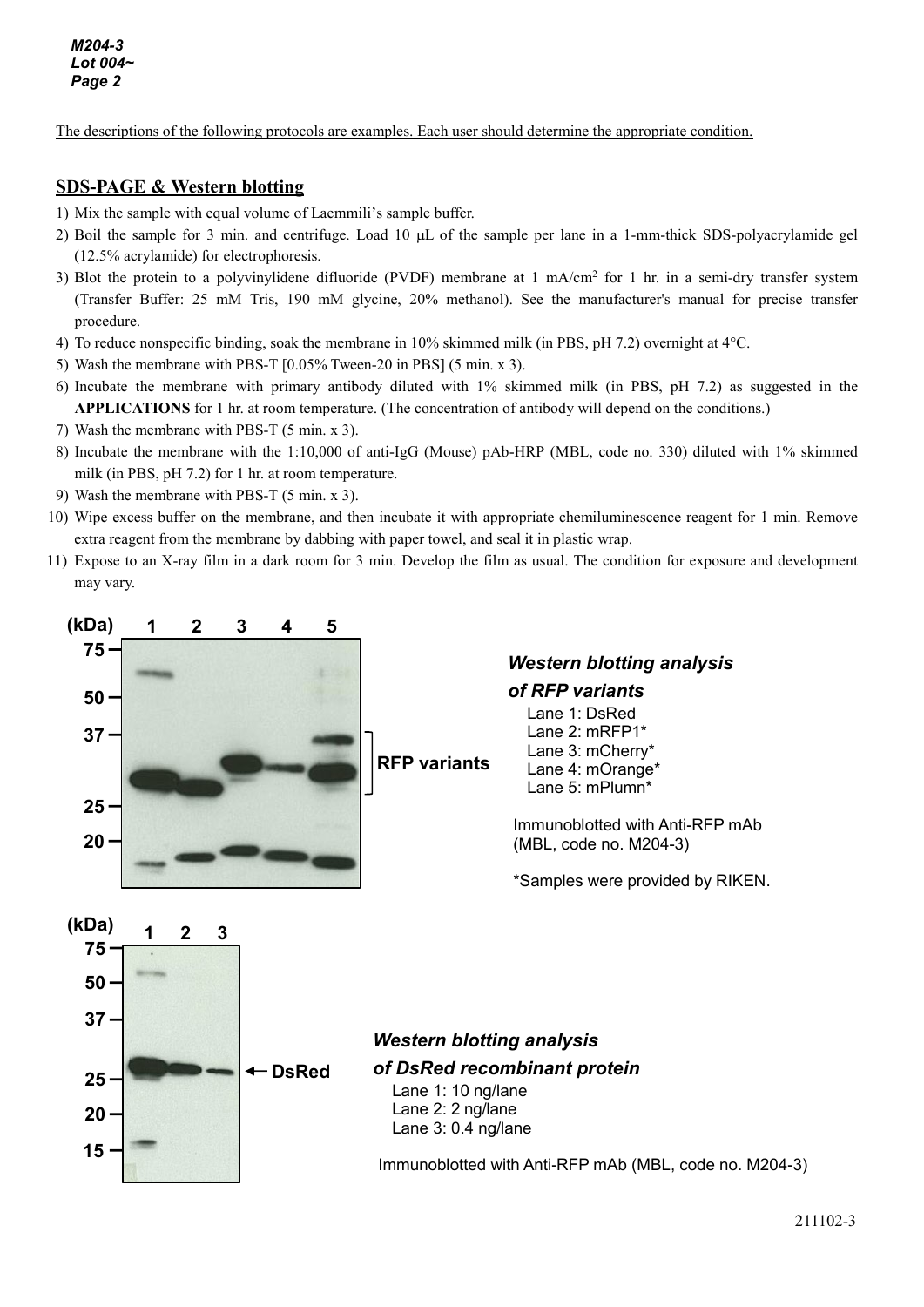The descriptions of the following protocols are examples. Each user should determine the appropriate condition.

## SDS-PAGE & Western blotting

1) Mix the sample with equal volume of Laemmili's sample buffer.
2) Boil the sample for 3 min. and centrifuge. Load 10 μL of the sample per lane in a 1-mm-thick SDS-polyacrylamide gel (12.5% acrylamide) for electrophoresis.
3) Blot the protein to a polyvinylidene difluoride (PVDF) membrane at 1 mA/cm$^2$ for 1 hr. in a semi-dry transfer system (Transfer Buffer: 25 mM Tris, 190 mM glycine, 20% methanol). See the manufacturer's manual for precise transfer procedure.
4) To reduce nonspecific binding, soak the membrane in 10% skimmed milk (in PBS, pH 7.2) overnight at 4°C.
5) Wash the membrane with PBS-T [0.05% Tween-20 in PBS] (5 min. x 3).
6) Incubate the membrane with primary antibody diluted with 1% skimmed milk (in PBS, pH 7.2) as suggested in the **APPLICATIONS** for 1 hr. at room temperature. (The concentration of antibody will depend on the conditions.)
7) Wash the membrane with PBS-T (5 min. x 3).
8) Incubate the membrane with the 1:10,000 of anti-IgG (Mouse) pAb-HRP (MBL, code no. 330) diluted with 1% skimmed milk (in PBS, pH 7.2) for 1 hr. at room temperature.
9) Wash the membrane with PBS-T (5 min. x 3).
10) Wipe excess buffer on the membrane, and then incubate it with appropriate chemiluminescence reagent for 1 min. Remove extra reagent from the membrane by dabbing with paper towel, and seal it in plastic wrap.
11) Expose to an X-ray film in a dark room for 3 min. Develop the film as usual. The condition for exposure and development may vary.

(kDa) 1 2 3 4 5
75
50
37
25
20
RFP variants

***Western blotting analysis of RFP variants***

Lane 1: DsRed
Lane 2: mRFP1*
Lane 3: mCherry*
Lane 4: mOrange*
Lane 5: mPlumn*

Immunoblotted with Anti-RFP mAb (MBL, code no. M204-3)

*Samples were provided by RIKEN.

(kDa) 1 2 3
75
50
37
25
20
15
DsRed

***Western blotting analysis of DsRed recombinant protein***

Lane 1: 10 ng/lane
Lane 2: 2 ng/lane
Lane 3: 0.4 ng/lane

Immunoblotted with Anti-RFP mAb (MBL, code no. M204-3)

211102-3